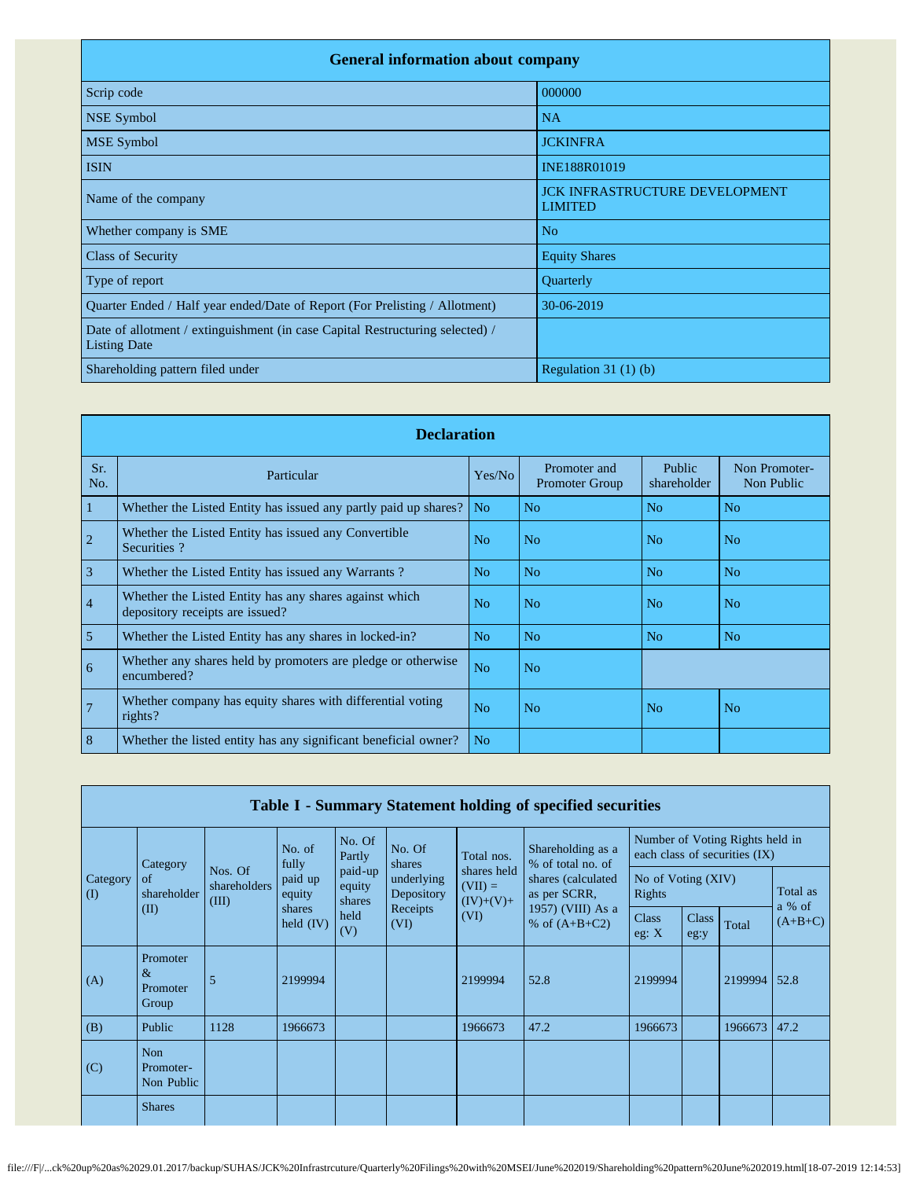| General information about company | |
|---|---|
| Scrip code | 000000 |
| NSE Symbol | NA |
| MSE Symbol | JCKINFRA |
| ISIN | INE188R01019 |
| Name of the company | JCK INFRASTRUCTURE DEVELOPMENT LIMITED |
| Whether company is SME | No |
| Class of Security | Equity Shares |
| Type of report | Quarterly |
| Quarter Ended / Half year ended/Date of Report (For Prelisting / Allotment) | 30-06-2019 |
| Date of allotment / extinguishment (in case Capital Restructuring selected) / Listing Date | |
| Shareholding pattern filed under | Regulation 31 (1) (b) |

| Declaration | | | | | |
|---|---|---|---|---|---|
| Sr. No. | Particular | Yes/No | Promoter and Promoter Group | Public shareholder | Non Promoter-Non Public |
| 1 | Whether the Listed Entity has issued any partly paid up shares? | No | No | No | No |
| 2 | Whether the Listed Entity has issued any Convertible Securities ? | No | No | No | No |
| 3 | Whether the Listed Entity has issued any Warrants ? | No | No | No | No |
| 4 | Whether the Listed Entity has any shares against which depository receipts are issued? | No | No | No | No |
| 5 | Whether the Listed Entity has any shares in locked-in? | No | No | No | No |
| 6 | Whether any shares held by promoters are pledge or otherwise encumbered? | No | No | | |
| 7 | Whether company has equity shares with differential voting rights? | No | No | No | No |
| 8 | Whether the listed entity has any significant beneficial owner? | No | | | |

| Table I - Summary Statement holding of specified securities | | | | | | | | | | | |
|---|---|---|---|---|---|---|---|---|---|---|---|
| Category (I) | Category of shareholder (II) | Nos. Of shareholders (III) | No. of fully paid up equity shares held (IV) | No. Of Partly paid-up equity shares held (V) | No. Of shares underlying Depository Receipts (VI) | Total nos. shares held (VII) = (IV)+(V)+ (VI) | Shareholding as a % of total no. of shares (calculated as per SCRR, 1957) (VIII) As a % of (A+B+C2) | Number of Voting Rights held in each class of securities (IX) | | | |
| | | | | | | | | No of Voting (XIV) Rights | | | Total as a % of (A+B+C) |
| | | | | | | | | Class eg: X | Class eg:y | Total | |
| (A) | Promoter & Promoter Group | 5 | 2199994 | | | 2199994 | 52.8 | 2199994 | | 2199994 | 52.8 |
| (B) | Public | 1128 | 1966673 | | | 1966673 | 47.2 | 1966673 | | 1966673 | 47.2 |
| (C) | Non Promoter-Non Public | | | | | | | | | | |
| | Shares | | | | | | | | | | |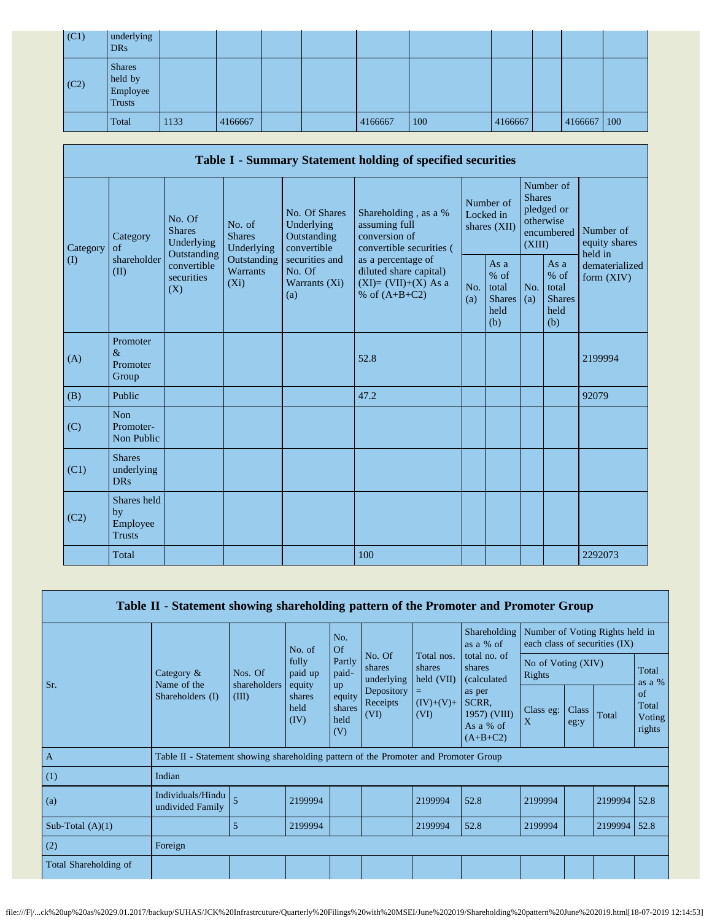| (C1) | underlying DRs | | | | | | | | | | |
|---|---|---|---|---|---|---|---|---|---|---|---|
| (C2) | Shares held by Employee Trusts | | | | | | | | | | |
| | Total | 1133 | 4166667 | | | 4166667 | 100 | 4166667 | | 4166667 | 100 |

## Table I - Summary Statement holding of specified securities

| Category (I) | Category of shareholder (II) | No. Of Shares Underlying Outstanding convertible securities (X) | No. of Shares Underlying Outstanding Warrants (Xi) | No. Of Shares Underlying Outstanding convertible securities and No. Of Warrants (Xi) (a) | Shareholding , as a % assuming full conversion of convertible securities ( as a percentage of diluted share capital) (XI)= (VII)+(X) As a % of (A+B+C2) | Number of Locked in shares (XII) | | Number of Shares pledged or otherwise encumbered (XIII) | | Number of equity shares held in dematerialized form (XIV) |
|---|---|---|---|---|---|---|---|---|---|---|
| | | | | | | No. (a) | As a % of total Shares held (b) | No. (a) | As a % of total Shares held (b) | |
| (A) | Promoter & Promoter Group | | | | 52.8 | | | | | 2199994 |
| (B) | Public | | | | 47.2 | | | | | 92079 |
| (C) | Non Promoter- Non Public | | | | | | | | | |
| (C1) | Shares underlying DRs | | | | | | | | | |
| (C2) | Shares held by Employee Trusts | | | | | | | | | |
| | Total | | | | 100 | | | | | 2292073 |

## Table II - Statement showing shareholding pattern of the Promoter and Promoter Group

| Sr. | Category & Name of the Shareholders (I) | Nos. Of shareholders (III) | No. of fully paid up equity shares held (IV) | No. Of Partly paid-up equity shares held (V) | No. Of shares underlying Depository Receipts (VI) | Total nos. shares held (VII) = (IV)+(V)+ (VI) | Shareholding as a % of total no. of shares (calculated as per SCRR, 1957) (VIII) As a % of (A+B+C2) | Number of Voting Rights held in each class of securities (IX) | | | |
|---|---|---|---|---|---|---|---|---|---|---|---|
| | | | | | | | | No of Voting (XIV) Rights | | | Total as a % of Total Voting rights |
| | | | | | | | | Class eg: X | Class eg:y | Total | |
| A | Table II - Statement showing shareholding pattern of the Promoter and Promoter Group | | | | | | | | | | |
| (1) | Indian | | | | | | | | | | |
| (a) | Individuals/Hindu undivided Family | 5 | 2199994 | | | 2199994 | 52.8 | 2199994 | | 2199994 | 52.8 |
| Sub-Total (A)(1) | | 5 | 2199994 | | | 2199994 | 52.8 | 2199994 | | 2199994 | 52.8 |
| (2) | Foreign | | | | | | | | | | |
| Total Shareholding of | | | | | | | | | | | |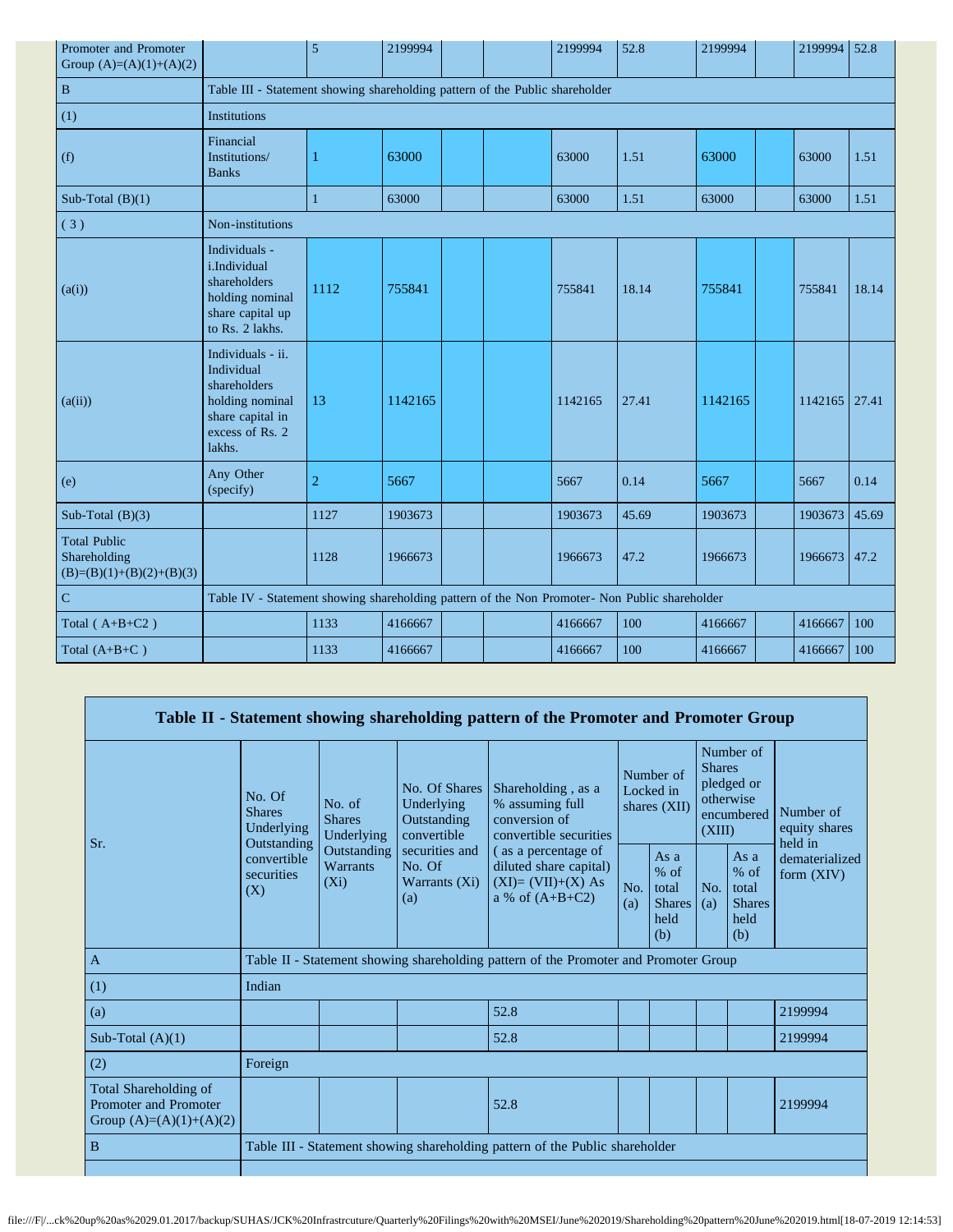| | | | | | | | | | | | |
|---|---|---|---|---|---|---|---|---|---|---|---|
| Promoter and Promoter Group (A)=(A)(1)+(A)(2) | | 5 | 2199994 | | | 2199994 | 52.8 | 2199994 | | 2199994 | 52.8 |
| B | Table III - Statement showing shareholding pattern of the Public shareholder | | | | | | | | | | |
| (1) | Institutions | | | | | | | | | | |
| (f) | Financial Institutions/ Banks | 1 | 63000 | | | 63000 | 1.51 | 63000 | | 63000 | 1.51 |
| Sub-Total (B)(1) | | 1 | 63000 | | | 63000 | 1.51 | 63000 | | 63000 | 1.51 |
| ( 3 ) | Non-institutions | | | | | | | | | | |
| (a(i)) | Individuals - i.Individual shareholders holding nominal share capital up to Rs. 2 lakhs. | 1112 | 755841 | | | 755841 | 18.14 | 755841 | | 755841 | 18.14 |
| (a(ii)) | Individuals - ii. Individual shareholders holding nominal share capital in excess of Rs. 2 lakhs. | 13 | 1142165 | | | 1142165 | 27.41 | 1142165 | | 1142165 | 27.41 |
| (e) | Any Other (specify) | 2 | 5667 | | | 5667 | 0.14 | 5667 | | 5667 | 0.14 |
| Sub-Total (B)(3) | | 1127 | 1903673 | | | 1903673 | 45.69 | 1903673 | | 1903673 | 45.69 |
| Total Public Shareholding (B)=(B)(1)+(B)(2)+(B)(3) | | 1128 | 1966673 | | | 1966673 | 47.2 | 1966673 | | 1966673 | 47.2 |
| C | Table IV - Statement showing shareholding pattern of the Non Promoter- Non Public shareholder | | | | | | | | | | |
| Total ( A+B+C2 ) | | 1133 | 4166667 | | | 4166667 | 100 | 4166667 | | 4166667 | 100 |
| Total (A+B+C ) | | 1133 | 4166667 | | | 4166667 | 100 | 4166667 | | 4166667 | 100 |

## Table II - Statement showing shareholding pattern of the Promoter and Promoter Group

| Sr. | No. Of Shares Underlying Outstanding convertible securities (X) | No. of Shares Underlying Outstanding Warrants (Xi) | No. Of Shares Underlying Outstanding convertible securities and No. Of Warrants (Xi) (a) | Shareholding , as a % assuming full conversion of convertible securities ( as a percentage of diluted share capital) (XI)= (VII)+(X) As a % of (A+B+C2) | Number of Locked in shares (XII) | | Number of Shares pledged or otherwise encumbered (XIII) | | Number of equity shares held in dematerialized form (XIV) |
|---|---|---|---|---|---|---|---|---|---|
| | | | | | No. (a) | As a % of total Shares held (b) | No. (a) | As a % of total Shares held (b) | |
| A | Table II - Statement showing shareholding pattern of the Promoter and Promoter Group | | | | | | | | |
| (1) | Indian | | | | | | | | |
| (a) | | | | 52.8 | | | | | 2199994 |
| Sub-Total (A)(1) | | | | 52.8 | | | | | 2199994 |
| (2) | Foreign | | | | | | | | |
| Total Shareholding of Promoter and Promoter Group (A)=(A)(1)+(A)(2) | | | | 52.8 | | | | | 2199994 |
| B | Table III - Statement showing shareholding pattern of the Public shareholder | | | | | | | | |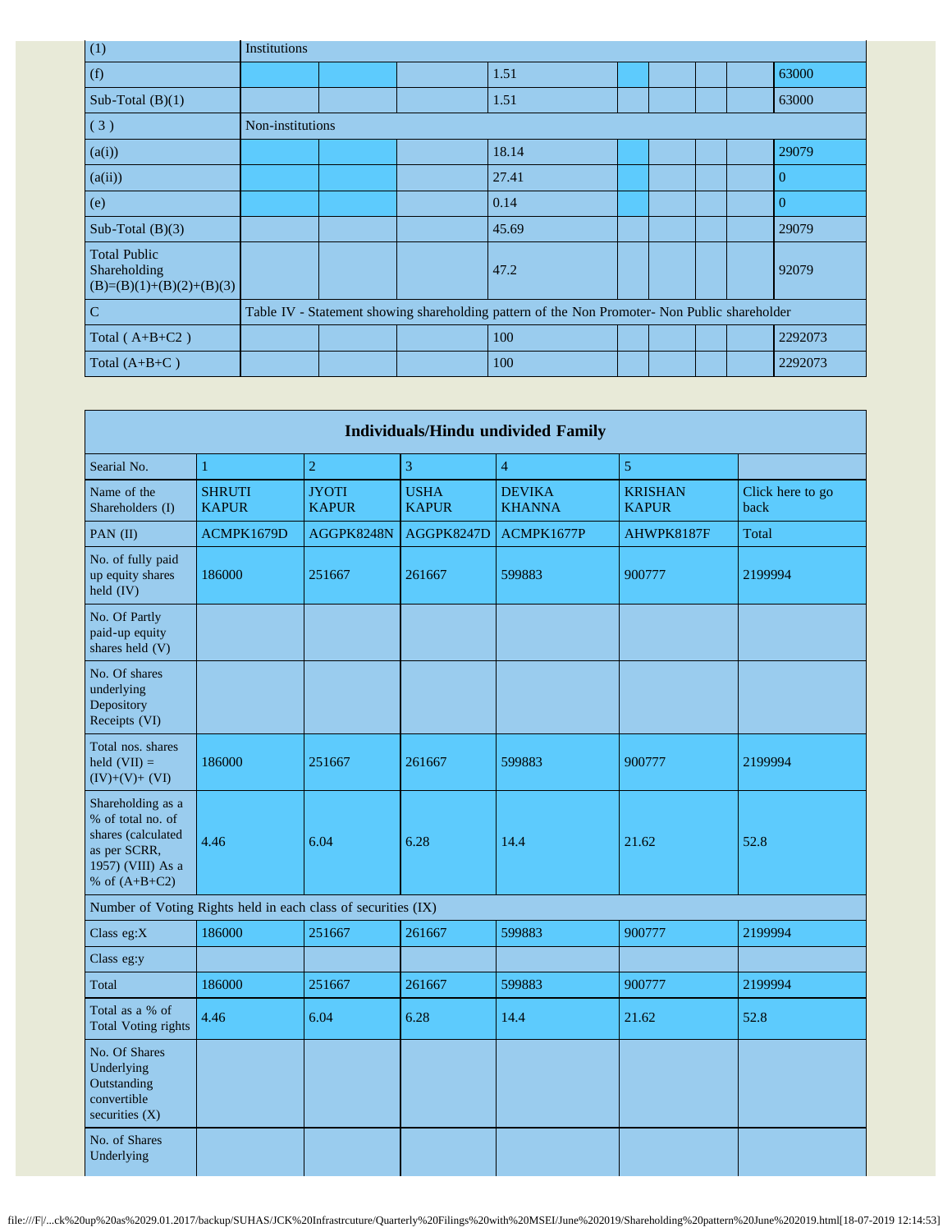| | | | | | | | | | |
|---|---|---|---|---|---|---|---|---|---|
| (1) | Institutions | | | | | | | | |
| (f) | | | | 1.51 | | | | | 63000 |
| Sub-Total (B)(1) | | | | 1.51 | | | | | 63000 |
| ( 3 ) | Non-institutions | | | | | | | | |
| (a(i)) | | | | 18.14 | | | | | 29079 |
| (a(ii)) | | | | 27.41 | | | | | 0 |
| (e) | | | | 0.14 | | | | | 0 |
| Sub-Total (B)(3) | | | | 45.69 | | | | | 29079 |
| Total Public Shareholding (B)=(B)(1)+(B)(2)+(B)(3) | | | | 47.2 | | | | | 92079 |
| C | Table IV - Statement showing shareholding pattern of the Non Promoter- Non Public shareholder | | | | | | | | |
| Total ( A+B+C2 ) | | | | 100 | | | | | 2292073 |
| Total (A+B+C ) | | | | 100 | | | | | 2292073 |

| Individuals/Hindu undivided Family | | | | | | |
|---|---|---|---|---|---|---|
| Searial No. | 1 | 2 | 3 | 4 | 5 | |
| Name of the Shareholders (I) | SHRUTI KAPUR | JYOTI KAPUR | USHA KAPUR | DEVIKA KHANNA | KRISHAN KAPUR | Click here to go back |
| PAN (II) | ACMPK1679D | AGGPK8248N | AGGPK8247D | ACMPK1677P | AHWPK8187F | Total |
| No. of fully paid up equity shares held (IV) | 186000 | 251667 | 261667 | 599883 | 900777 | 2199994 |
| No. Of Partly paid-up equity shares held (V) | | | | | | |
| No. Of shares underlying Depository Receipts (VI) | | | | | | |
| Total nos. shares held (VII) = (IV)+(V)+ (VI) | 186000 | 251667 | 261667 | 599883 | 900777 | 2199994 |
| Shareholding as a % of total no. of shares (calculated as per SCRR, 1957) (VIII) As a % of (A+B+C2) | 4.46 | 6.04 | 6.28 | 14.4 | 21.62 | 52.8 |
| Number of Voting Rights held in each class of securities (IX) | | | | | | |
| Class eg:X | 186000 | 251667 | 261667 | 599883 | 900777 | 2199994 |
| Class eg:y | | | | | | |
| Total | 186000 | 251667 | 261667 | 599883 | 900777 | 2199994 |
| Total as a % of Total Voting rights | 4.46 | 6.04 | 6.28 | 14.4 | 21.62 | 52.8 |
| No. Of Shares Underlying Outstanding convertible securities (X) | | | | | | |
| No. of Shares Underlying | | | | | | |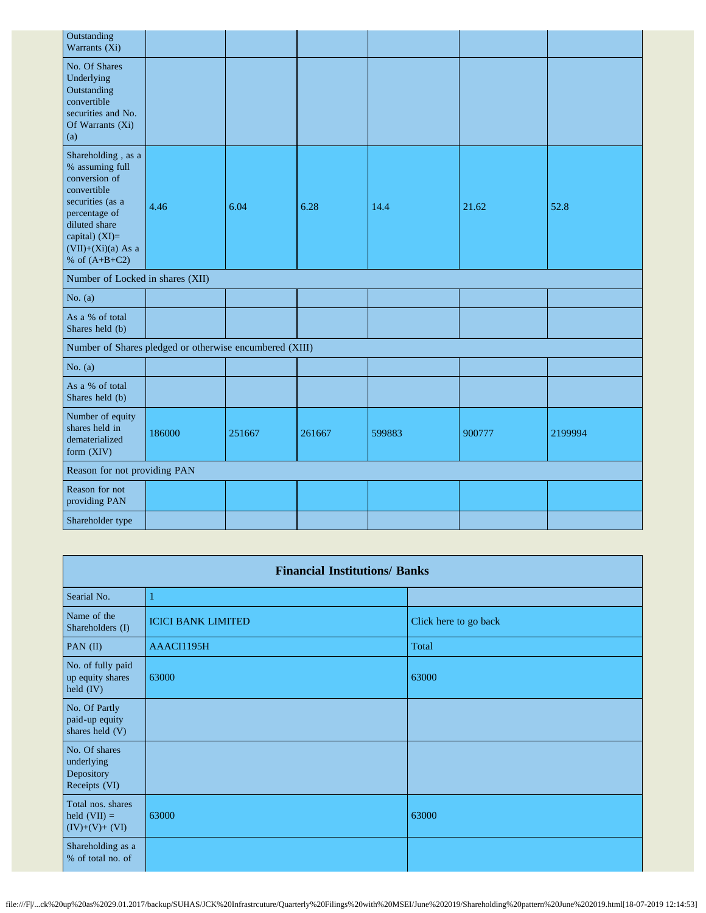| Outstanding Warrants (Xi) | | | | | | |
|---|---|---|---|---|---|---|
| No. Of Shares Underlying Outstanding convertible securities and No. Of Warrants (Xi) (a) | | | | | | |
| Shareholding , as a % assuming full conversion of convertible securities (as a percentage of diluted share capital) (XI)= (VII)+(Xi)(a) As a % of (A+B+C2) | 4.46 | 6.04 | 6.28 | 14.4 | 21.62 | 52.8 |
| Number of Locked in shares (XII) | | | | | | |
| No. (a) | | | | | | |
| As a % of total Shares held (b) | | | | | | |
| Number of Shares pledged or otherwise encumbered (XIII) | | | | | | |
| No. (a) | | | | | | |
| As a % of total Shares held (b) | | | | | | |
| Number of equity shares held in dematerialized form (XIV) | 186000 | 251667 | 261667 | 599883 | 900777 | 2199994 |
| Reason for not providing PAN | | | | | | |
| Reason for not providing PAN | | | | | | |
| Shareholder type | | | | | | |

| Financial Institutions/ Banks | | |
|---|---|---|
| Searial No. | 1 | |
| Name of the Shareholders (I) | ICICI BANK LIMITED | Click here to go back |
| PAN (II) | AAACI1195H | Total |
| No. of fully paid up equity shares held (IV) | 63000 | 63000 |
| No. Of Partly paid-up equity shares held (V) | | |
| No. Of shares underlying Depository Receipts (VI) | | |
| Total nos. shares held (VII) = (IV)+(V)+ (VI) | 63000 | 63000 |
| Shareholding as a % of total no. of | | |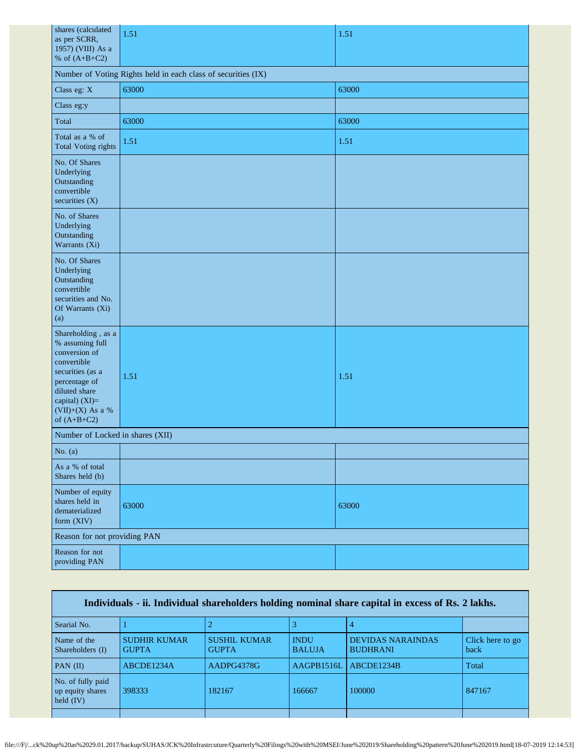| shares (calculated as per SCRR, 1957) (VIII) As a % of (A+B+C2) | 1.51 | 1.51 |
|---|---|---|
| Number of Voting Rights held in each class of securities (IX) | | |
| Class eg: X | 63000 | 63000 |
| Class eg:y | | |
| Total | 63000 | 63000 |
| Total as a % of Total Voting rights | 1.51 | 1.51 |
| No. Of Shares Underlying Outstanding convertible securities (X) | | |
| No. of Shares Underlying Outstanding Warrants (Xi) | | |
| No. Of Shares Underlying Outstanding convertible securities and No. Of Warrants (Xi) (a) | | |
| Shareholding , as a % assuming full conversion of convertible securities (as a percentage of diluted share capital) (XI)= (VII)+(X) As a % of (A+B+C2) | 1.51 | 1.51 |
| Number of Locked in shares (XII) | | |
| No. (a) | | |
| As a % of total Shares held (b) | | |
| Number of equity shares held in dematerialized form (XIV) | 63000 | 63000 |
| Reason for not providing PAN | | |
| Reason for not providing PAN | | |

| Individuals - ii. Individual shareholders holding nominal share capital in excess of Rs. 2 lakhs. | | | | | |
|---|---|---|---|---|---|
| Searial No. | 1 | 2 | 3 | 4 | |
| Name of the Shareholders (I) | SUDHIR KUMAR GUPTA | SUSHIL KUMAR GUPTA | INDU BALUJA | DEVIDAS NARAINDAS BUDHRANI | Click here to go back |
| PAN (II) | ABCDE1234A | AADPG4378G | AAGPB1516L | ABCDE1234B | Total |
| No. of fully paid up equity shares held (IV) | 398333 | 182167 | 166667 | 100000 | 847167 |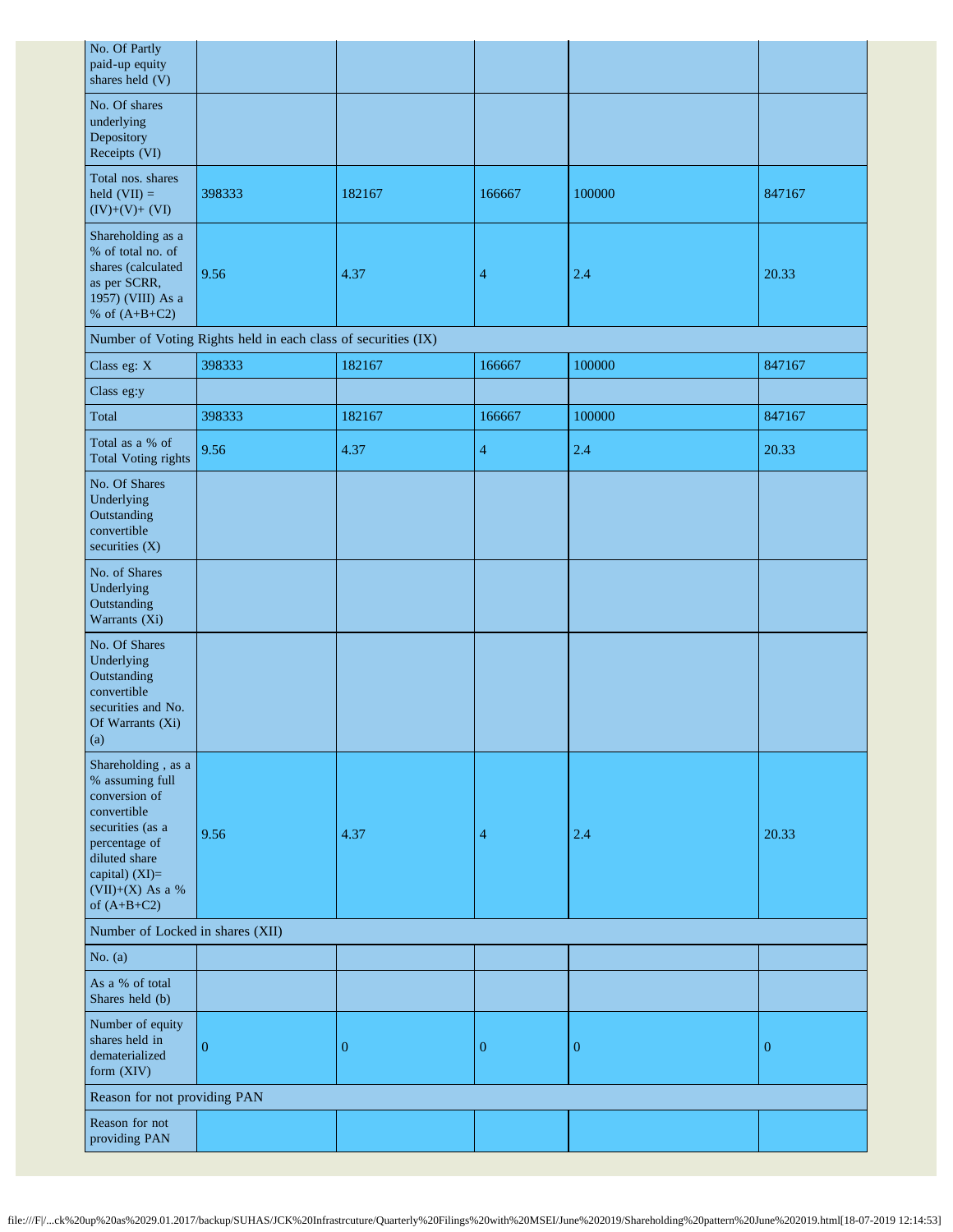| | | | | | |
|---|---|---|---|---|---|
| No. Of Partly paid-up equity shares held (V) | | | | | |
| No. Of shares underlying Depository Receipts (VI) | | | | | |
| Total nos. shares held (VII) = (IV)+(V)+ (VI) | 398333 | 182167 | 166667 | 100000 | 847167 |
| Shareholding as a % of total no. of shares (calculated as per SCRR, 1957) (VIII) As a % of (A+B+C2) | 9.56 | 4.37 | 4 | 2.4 | 20.33 |
| Number of Voting Rights held in each class of securities (IX) | | | | | |
| Class eg: X | 398333 | 182167 | 166667 | 100000 | 847167 |
| Class eg:y | | | | | |
| Total | 398333 | 182167 | 166667 | 100000 | 847167 |
| Total as a % of Total Voting rights | 9.56 | 4.37 | 4 | 2.4 | 20.33 |
| No. Of Shares Underlying Outstanding convertible securities (X) | | | | | |
| No. of Shares Underlying Outstanding Warrants (Xi) | | | | | |
| No. Of Shares Underlying Outstanding convertible securities and No. Of Warrants (Xi) (a) | | | | | |
| Shareholding , as a % assuming full conversion of convertible securities (as a percentage of diluted share capital) (XI)= (VII)+(X) As a % of (A+B+C2) | 9.56 | 4.37 | 4 | 2.4 | 20.33 |
| Number of Locked in shares (XII) | | | | | |
| No. (a) | | | | | |
| As a % of total Shares held (b) | | | | | |
| Number of equity shares held in dematerialized form (XIV) | 0 | 0 | 0 | 0 | 0 |
| Reason for not providing PAN | | | | | |
| Reason for not providing PAN | | | | | |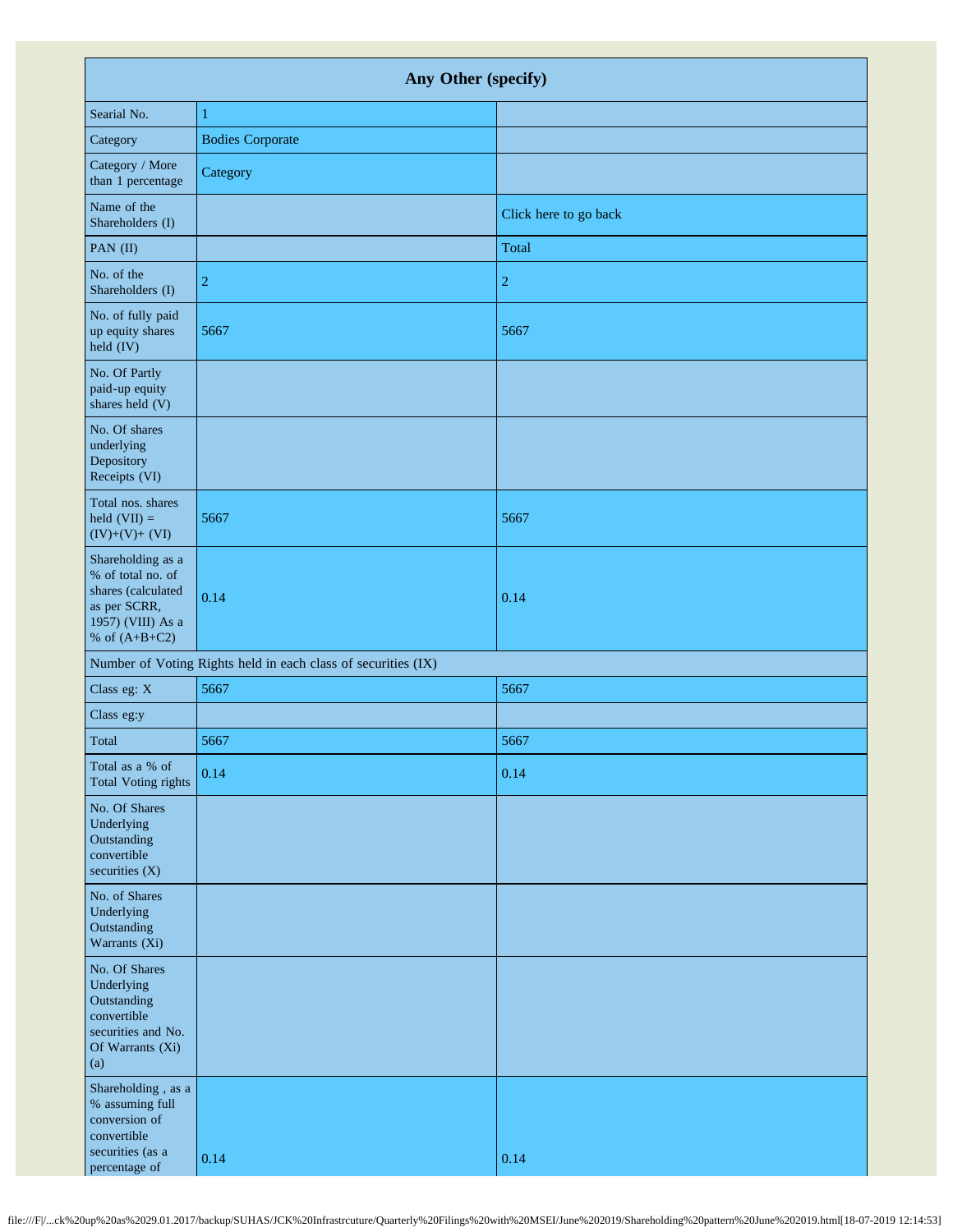| Any Other (specify) | | |
|---|---|---|
| Searial No. | 1 | |
| Category | Bodies Corporate | |
| Category / More than 1 percentage | Category | |
| Name of the Shareholders (I) | | Click here to go back |
| PAN (II) | | Total |
| No. of the Shareholders (I) | 2 | 2 |
| No. of fully paid up equity shares held (IV) | 5667 | 5667 |
| No. Of Partly paid-up equity shares held (V) | | |
| No. Of shares underlying Depository Receipts (VI) | | |
| Total nos. shares held (VII) = (IV)+(V)+ (VI) | 5667 | 5667 |
| Shareholding as a % of total no. of shares (calculated as per SCRR, 1957) (VIII) As a % of (A+B+C2) | 0.14 | 0.14 |
| Number of Voting Rights held in each class of securities (IX) | | |
| Class eg: X | 5667 | 5667 |
| Class eg:y | | |
| Total | 5667 | 5667 |
| Total as a % of Total Voting rights | 0.14 | 0.14 |
| No. Of Shares Underlying Outstanding convertible securities (X) | | |
| No. of Shares Underlying Outstanding Warrants (Xi) | | |
| No. Of Shares Underlying Outstanding convertible securities and No. Of Warrants (Xi) (a) | | |
| Shareholding , as a % assuming full conversion of convertible securities (as a percentage of | 0.14 | 0.14 |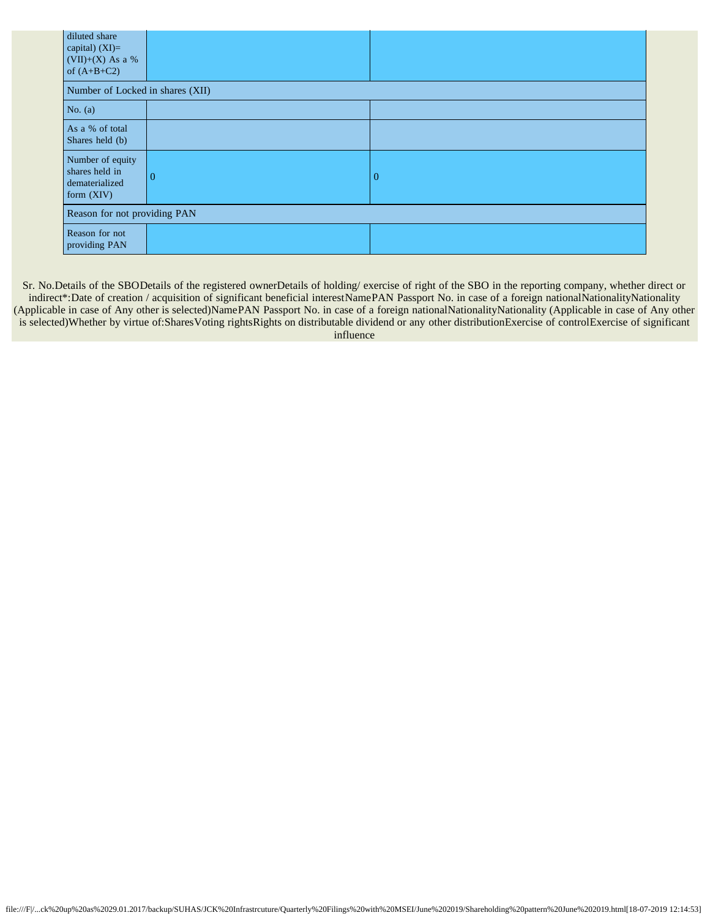| | | |
|---|---|---|
| diluted share capital) (XI)= (VII)+(X) As a % of (A+B+C2) | | |
| Number of Locked in shares (XII) | | |
| No. (a) | | |
| As a % of total Shares held (b) | | |
| Number of equity shares held in dematerialized form (XIV) | 0 | 0 |
| Reason for not providing PAN | | |
| Reason for not providing PAN | | |

Sr. No.Details of the SBODetails of the registered ownerDetails of holding/ exercise of right of the SBO in the reporting company, whether direct or indirect*:Date of creation / acquisition of significant beneficial interestNamePAN Passport No. in case of a foreign nationalNationalityNationality (Applicable in case of Any other is selected)NamePAN Passport No. in case of a foreign nationalNationalityNationality (Applicable in case of Any other is selected)Whether by virtue of:SharesVoting rightsRights on distributable dividend or any other distributionExercise of controlExercise of significant influence